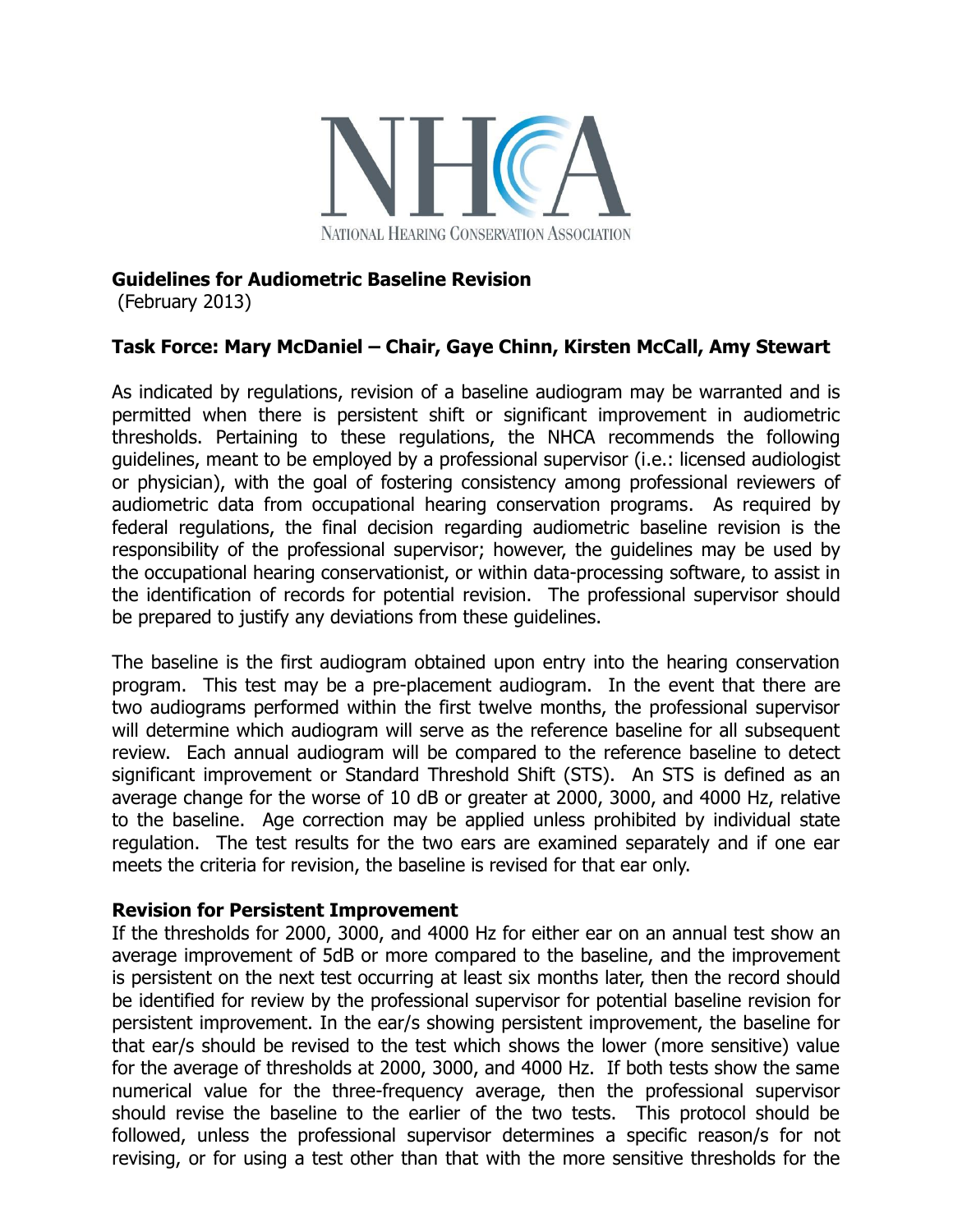NATIONAL HEARING CONSERVATION ASSOCIATION

**Guidelines for Audiometric Baseline Revision**
(February 2013)

**Task Force: Mary McDaniel – Chair, Gaye Chinn, Kirsten McCall, Amy Stewart**

As indicated by regulations, revision of a baseline audiogram may be warranted and is permitted when there is persistent shift or significant improvement in audiometric thresholds. Pertaining to these regulations, the NHCA recommends the following guidelines, meant to be employed by a professional supervisor (i.e.: licensed audiologist or physician), with the goal of fostering consistency among professional reviewers of audiometric data from occupational hearing conservation programs. As required by federal regulations, the final decision regarding audiometric baseline revision is the responsibility of the professional supervisor; however, the guidelines may be used by the occupational hearing conservationist, or within data-processing software, to assist in the identification of records for potential revision. The professional supervisor should be prepared to justify any deviations from these guidelines.

The baseline is the first audiogram obtained upon entry into the hearing conservation program. This test may be a pre-placement audiogram. In the event that there are two audiograms performed within the first twelve months, the professional supervisor will determine which audiogram will serve as the reference baseline for all subsequent review. Each annual audiogram will be compared to the reference baseline to detect significant improvement or Standard Threshold Shift (STS). An STS is defined as an average change for the worse of 10 dB or greater at 2000, 3000, and 4000 Hz, relative to the baseline. Age correction may be applied unless prohibited by individual state regulation. The test results for the two ears are examined separately and if one ear meets the criteria for revision, the baseline is revised for that ear only.

**Revision for Persistent Improvement**

If the thresholds for 2000, 3000, and 4000 Hz for either ear on an annual test show an average improvement of 5dB or more compared to the baseline, and the improvement is persistent on the next test occurring at least six months later, then the record should be identified for review by the professional supervisor for potential baseline revision for persistent improvement. In the ear/s showing persistent improvement, the baseline for that ear/s should be revised to the test which shows the lower (more sensitive) value for the average of thresholds at 2000, 3000, and 4000 Hz. If both tests show the same numerical value for the three-frequency average, then the professional supervisor should revise the baseline to the earlier of the two tests. This protocol should be followed, unless the professional supervisor determines a specific reason/s for not revising, or for using a test other than that with the more sensitive thresholds for the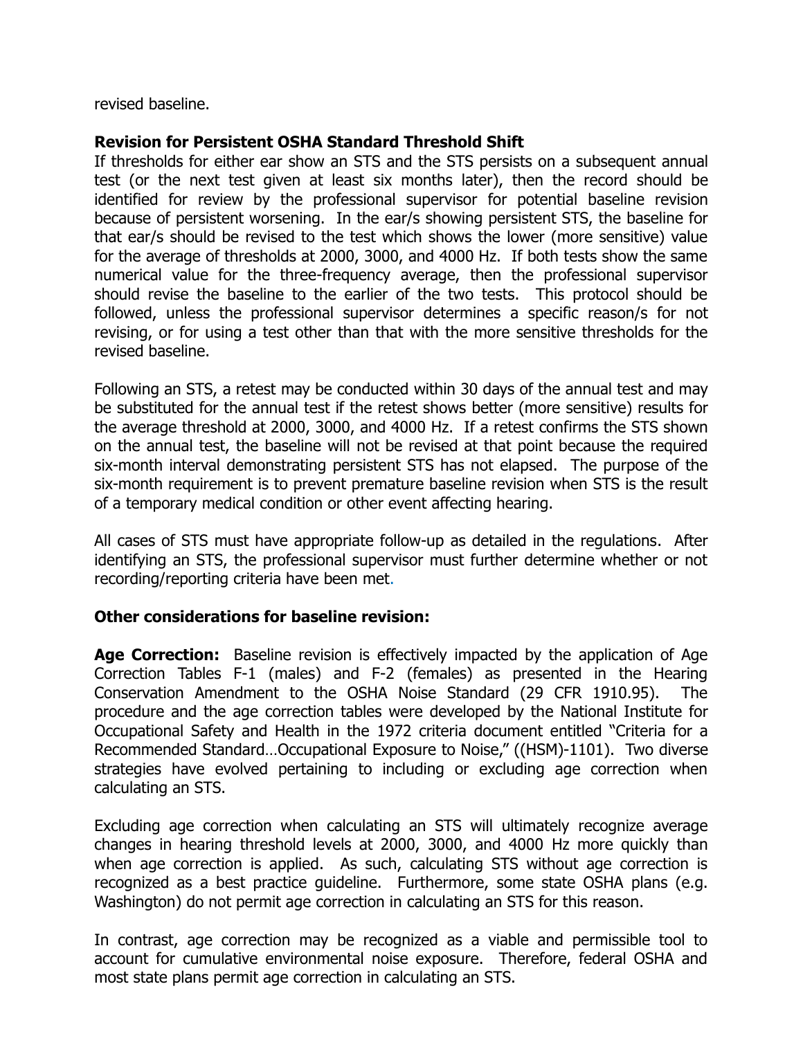revised baseline.

**Revision for Persistent OSHA Standard Threshold Shift**

If thresholds for either ear show an STS and the STS persists on a subsequent annual test (or the next test given at least six months later), then the record should be identified for review by the professional supervisor for potential baseline revision because of persistent worsening. In the ear/s showing persistent STS, the baseline for that ear/s should be revised to the test which shows the lower (more sensitive) value for the average of thresholds at 2000, 3000, and 4000 Hz. If both tests show the same numerical value for the three-frequency average, then the professional supervisor should revise the baseline to the earlier of the two tests. This protocol should be followed, unless the professional supervisor determines a specific reason/s for not revising, or for using a test other than that with the more sensitive thresholds for the revised baseline.

Following an STS, a retest may be conducted within 30 days of the annual test and may be substituted for the annual test if the retest shows better (more sensitive) results for the average threshold at 2000, 3000, and 4000 Hz. If a retest confirms the STS shown on the annual test, the baseline will not be revised at that point because the required six-month interval demonstrating persistent STS has not elapsed. The purpose of the six-month requirement is to prevent premature baseline revision when STS is the result of a temporary medical condition or other event affecting hearing.

All cases of STS must have appropriate follow-up as detailed in the regulations. After identifying an STS, the professional supervisor must further determine whether or not recording/reporting criteria have been met.

**Other considerations for baseline revision:**

**Age Correction:** Baseline revision is effectively impacted by the application of Age Correction Tables F-1 (males) and F-2 (females) as presented in the Hearing Conservation Amendment to the OSHA Noise Standard (29 CFR 1910.95). The procedure and the age correction tables were developed by the National Institute for Occupational Safety and Health in the 1972 criteria document entitled "Criteria for a Recommended Standard…Occupational Exposure to Noise," ((HSM)-1101). Two diverse strategies have evolved pertaining to including or excluding age correction when calculating an STS.

Excluding age correction when calculating an STS will ultimately recognize average changes in hearing threshold levels at 2000, 3000, and 4000 Hz more quickly than when age correction is applied. As such, calculating STS without age correction is recognized as a best practice guideline. Furthermore, some state OSHA plans (e.g. Washington) do not permit age correction in calculating an STS for this reason.

In contrast, age correction may be recognized as a viable and permissible tool to account for cumulative environmental noise exposure. Therefore, federal OSHA and most state plans permit age correction in calculating an STS.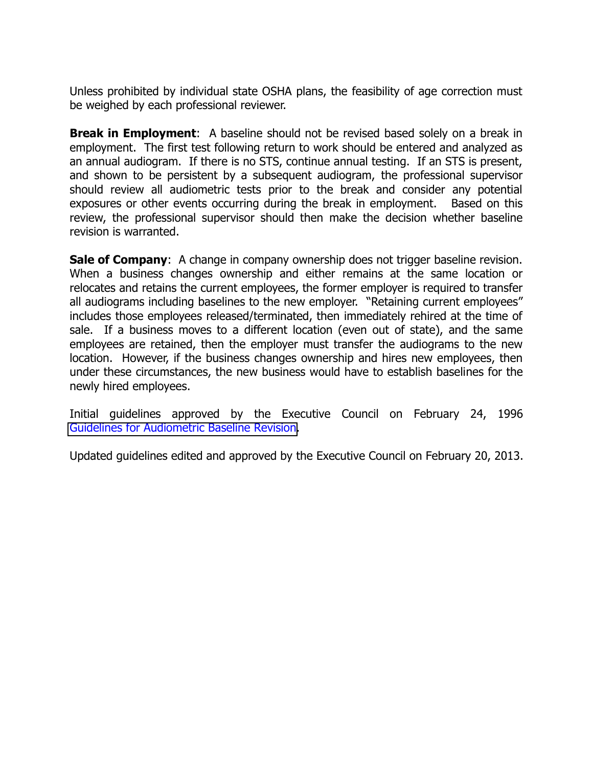Unless prohibited by individual state OSHA plans, the feasibility of age correction must be weighed by each professional reviewer.

**Break in Employment**: A baseline should not be revised based solely on a break in employment. The first test following return to work should be entered and analyzed as an annual audiogram. If there is no STS, continue annual testing. If an STS is present, and shown to be persistent by a subsequent audiogram, the professional supervisor should review all audiometric tests prior to the break and consider any potential exposures or other events occurring during the break in employment. Based on this review, the professional supervisor should then make the decision whether baseline revision is warranted.

**Sale of Company**: A change in company ownership does not trigger baseline revision. When a business changes ownership and either remains at the same location or relocates and retains the current employees, the former employer is required to transfer all audiograms including baselines to the new employer. "Retaining current employees" includes those employees released/terminated, then immediately rehired at the time of sale. If a business moves to a different location (even out of state), and the same employees are retained, then the employer must transfer the audiograms to the new location. However, if the business changes ownership and hires new employees, then under these circumstances, the new business would have to establish baselines for the newly hired employees.

Initial guidelines approved by the Executive Council on February 24, 1996 Guidelines for Audiometric Baseline Revision.

Updated guidelines edited and approved by the Executive Council on February 20, 2013.